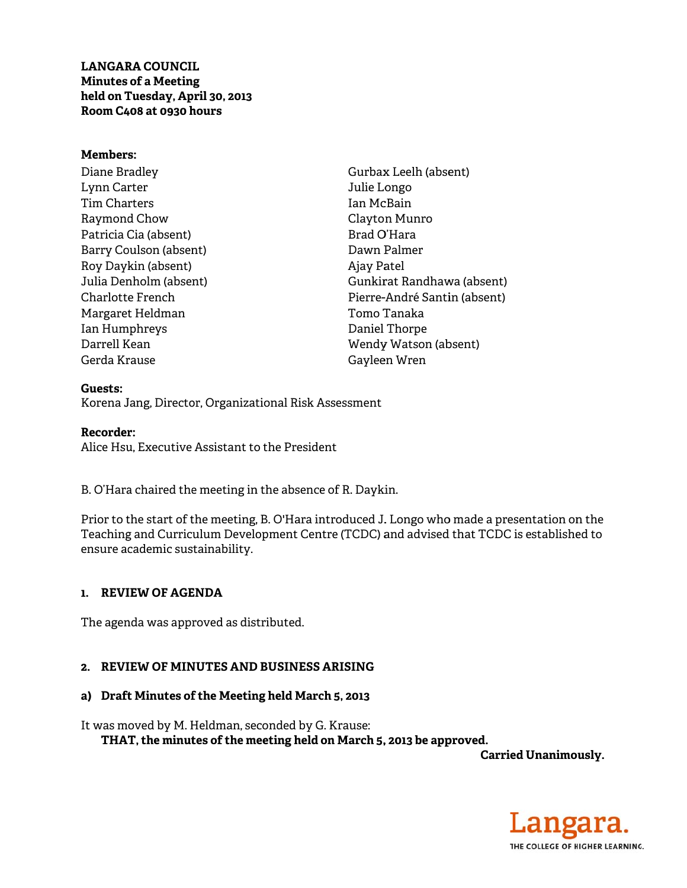**LANGARA COUNCIL**
**Minutes of a Meeting**
**held on Tuesday, April 30, 2013**
**Room C408 at 0930 hours**

**Members:**

Diane Bradley
Lynn Carter
Tim Charters
Raymond Chow
Patricia Cia (absent)
Barry Coulson (absent)
Roy Daykin (absent)
Julia Denholm (absent)
Charlotte French
Margaret Heldman
Ian Humphreys
Darrell Kean
Gerda Krause
Gurbax Leelh (absent)
Julie Longo
Ian McBain
Clayton Munro
Brad O'Hara
Dawn Palmer
Ajay Patel
Gunkirat Randhawa (absent)
Pierre-André Santin (absent)
Tomo Tanaka
Daniel Thorpe
Wendy Watson (absent)
Gayleen Wren

**Guests:**
Korena Jang, Director, Organizational Risk Assessment

**Recorder:**
Alice Hsu, Executive Assistant to the President

B. O'Hara chaired the meeting in the absence of R. Daykin.

Prior to the start of the meeting, B. O'Hara introduced J. Longo who made a presentation on the Teaching and Curriculum Development Centre (TCDC) and advised that TCDC is established to ensure academic sustainability.

## 1. REVIEW OF AGENDA

The agenda was approved as distributed.

## 2. REVIEW OF MINUTES AND BUSINESS ARISING

### a) Draft Minutes of the Meeting held March 5, 2013

It was moved by M. Heldman, seconded by G. Krause:

**THAT, the minutes of the meeting held on March 5, 2013 be approved.**

**Carried Unanimously.**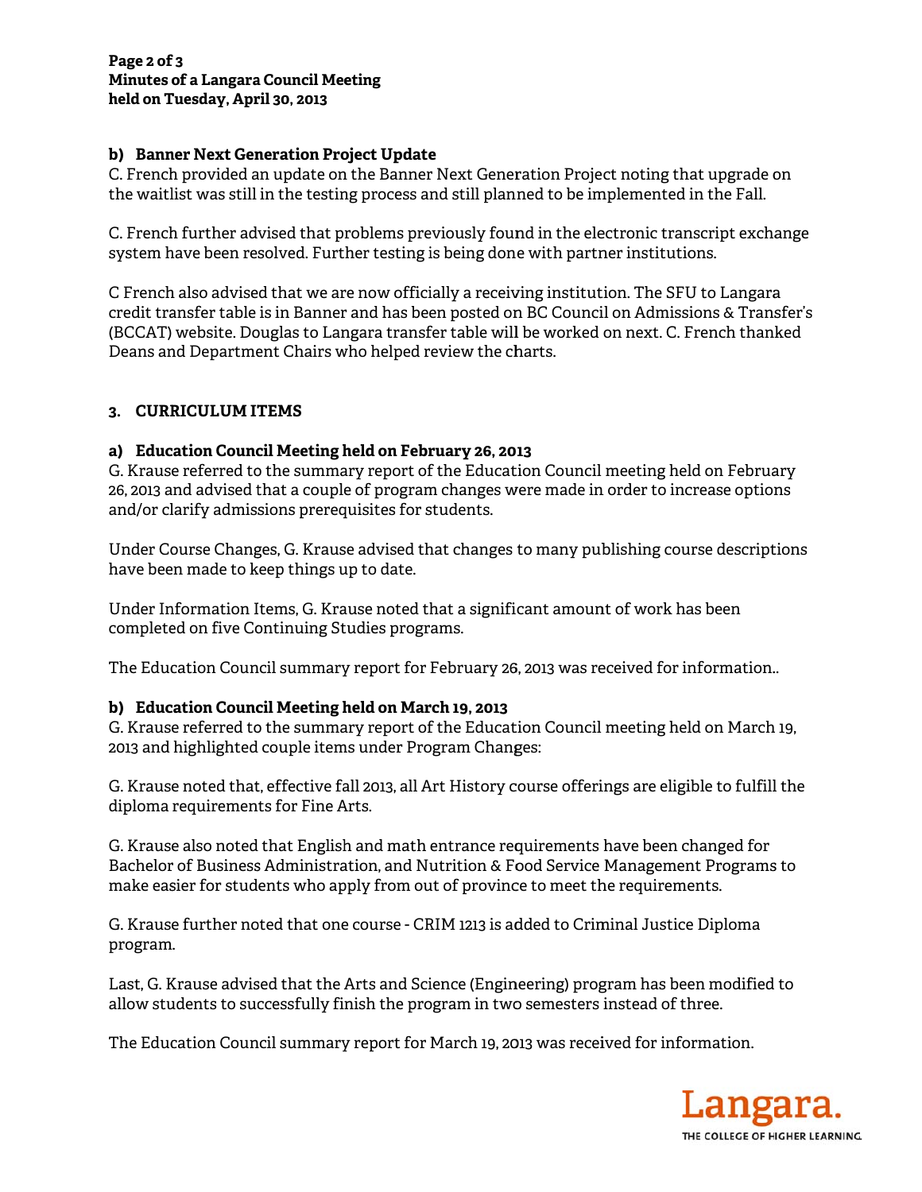### b) Banner Next Generation Project Update

C. French provided an update on the Banner Next Generation Project noting that upgrade on the waitlist was still in the testing process and still planned to be implemented in the Fall.

C. French further advised that problems previously found in the electronic transcript exchange system have been resolved. Further testing is being done with partner institutions.

C French also advised that we are now officially a receiving institution. The SFU to Langara credit transfer table is in Banner and has been posted on BC Council on Admissions & Transfer's (BCCAT) website. Douglas to Langara transfer table will be worked on next. C. French thanked Deans and Department Chairs who helped review the charts.

## 3. CURRICULUM ITEMS

### a) Education Council Meeting held on February 26, 2013

G. Krause referred to the summary report of the Education Council meeting held on February 26, 2013 and advised that a couple of program changes were made in order to increase options and/or clarify admissions prerequisites for students.

Under Course Changes, G. Krause advised that changes to many publishing course descriptions have been made to keep things up to date.

Under Information Items, G. Krause noted that a significant amount of work has been completed on five Continuing Studies programs.

The Education Council summary report for February 26, 2013 was received for information..

### b) Education Council Meeting held on March 19, 2013

G. Krause referred to the summary report of the Education Council meeting held on March 19, 2013 and highlighted couple items under Program Changes:

G. Krause noted that, effective fall 2013, all Art History course offerings are eligible to fulfill the diploma requirements for Fine Arts.

G. Krause also noted that English and math entrance requirements have been changed for Bachelor of Business Administration, and Nutrition & Food Service Management Programs to make easier for students who apply from out of province to meet the requirements.

G. Krause further noted that one course - CRIM 1213 is added to Criminal Justice Diploma program.

Last, G. Krause advised that the Arts and Science (Engineering) program has been modified to allow students to successfully finish the program in two semesters instead of three.

The Education Council summary report for March 19, 2013 was received for information.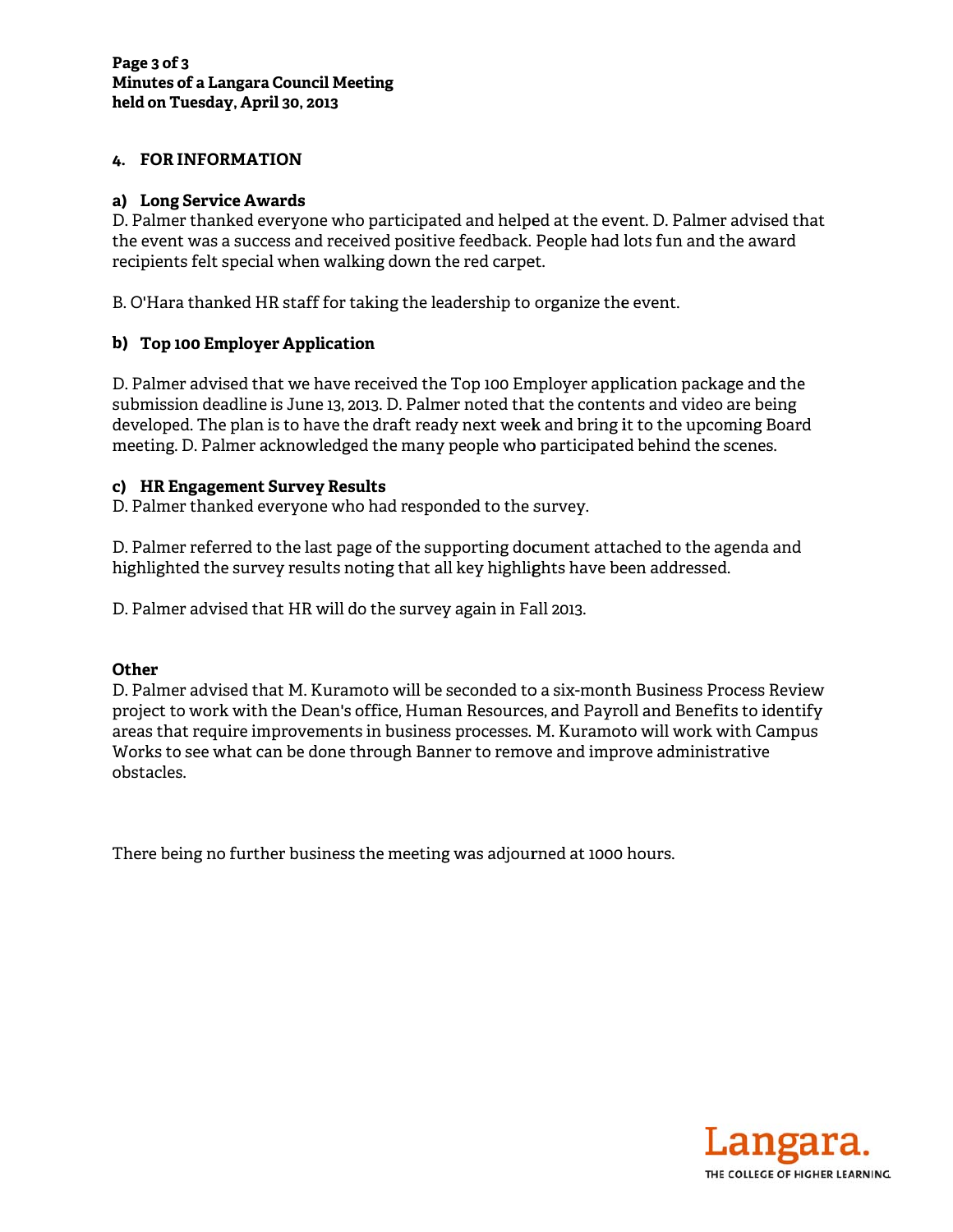## 4. FOR INFORMATION

### a) Long Service Awards

D. Palmer thanked everyone who participated and helped at the event. D. Palmer advised that the event was a success and received positive feedback. People had lots fun and the award recipients felt special when walking down the red carpet.

B. O'Hara thanked HR staff for taking the leadership to organize the event.

### b) Top 100 Employer Application

D. Palmer advised that we have received the Top 100 Employer application package and the submission deadline is June 13, 2013. D. Palmer noted that the contents and video are being developed. The plan is to have the draft ready next week and bring it to the upcoming Board meeting. D. Palmer acknowledged the many people who participated behind the scenes.

### c) HR Engagement Survey Results

D. Palmer thanked everyone who had responded to the survey.

D. Palmer referred to the last page of the supporting document attached to the agenda and highlighted the survey results noting that all key highlights have been addressed.

D. Palmer advised that HR will do the survey again in Fall 2013.

### Other

D. Palmer advised that M. Kuramoto will be seconded to a six-month Business Process Review project to work with the Dean's office, Human Resources, and Payroll and Benefits to identify areas that require improvements in business processes. M. Kuramoto will work with Campus Works to see what can be done through Banner to remove and improve administrative obstacles.

There being no further business the meeting was adjourned at 1000 hours.